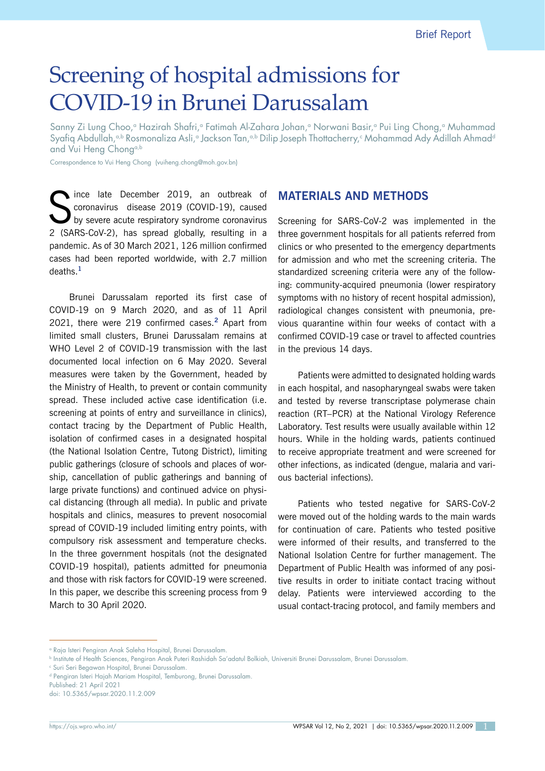Brief Report

# Screening of hospital admissions for COVID-19 in Brunei Darussalam

Sanny Zi Lung Choo,[a] Hazirah Shafri,[a] Fatimah Al-Zahara Johan,[a] Norwani Basir,[a] Pui Ling Chong,[a] Muhammad Syafiq Abdullah,[a,b] Rosmonaliza Asli,[a] Jackson Tan,[a,b] Dilip Joseph Thottacherry,[c] Mohammad Ady Adillah Ahmad[d] and Vui Heng Chong[a,b]

Correspondence to Vui Heng Chong (vuiheng.chong@moh.gov.bn)

Since late December 2019, an outbreak of coronavirus disease 2019 (COVID-19), caused by severe acute respiratory syndrome coronavirus 2 (SARS-CoV-2), has spread globally, resulting in a pandemic. As of 30 March 2021, 126 million confirmed cases had been reported worldwide, with 2.7 million deaths.[1]

Brunei Darussalam reported its first case of COVID-19 on 9 March 2020, and as of 11 April 2021, there were 219 confirmed cases.[2] Apart from limited small clusters, Brunei Darussalam remains at WHO Level 2 of COVID-19 transmission with the last documented local infection on 6 May 2020. Several measures were taken by the Government, headed by the Ministry of Health, to prevent or contain community spread. These included active case identification (i.e. screening at points of entry and surveillance in clinics), contact tracing by the Department of Public Health, isolation of confirmed cases in a designated hospital (the National Isolation Centre, Tutong District), limiting public gatherings (closure of schools and places of worship, cancellation of public gatherings and banning of large private functions) and continued advice on physical distancing (through all media). In public and private hospitals and clinics, measures to prevent nosocomial spread of COVID-19 included limiting entry points, with compulsory risk assessment and temperature checks. In the three government hospitals (not the designated COVID-19 hospital), patients admitted for pneumonia and those with risk factors for COVID-19 were screened. In this paper, we describe this screening process from 9 March to 30 April 2020.

## MATERIALS AND METHODS

Screening for SARS-CoV-2 was implemented in the three government hospitals for all patients referred from clinics or who presented to the emergency departments for admission and who met the screening criteria. The standardized screening criteria were any of the following: community-acquired pneumonia (lower respiratory symptoms with no history of recent hospital admission), radiological changes consistent with pneumonia, previous quarantine within four weeks of contact with a confirmed COVID-19 case or travel to affected countries in the previous 14 days.

Patients were admitted to designated holding wards in each hospital, and nasopharyngeal swabs were taken and tested by reverse transcriptase polymerase chain reaction (RT–PCR) at the National Virology Reference Laboratory. Test results were usually available within 12 hours. While in the holding wards, patients continued to receive appropriate treatment and were screened for other infections, as indicated (dengue, malaria and various bacterial infections).

Patients who tested negative for SARS-CoV-2 were moved out of the holding wards to the main wards for continuation of care. Patients who tested positive were informed of their results, and transferred to the National Isolation Centre for further management. The Department of Public Health was informed of any positive results in order to initiate contact tracing without delay. Patients were interviewed according to the usual contact-tracing protocol, and family members and

[a] Raja Isteri Pengiran Anak Saleha Hospital, Brunei Darussalam.
[b] Institute of Health Sciences, Pengiran Anak Puteri Rashidah Sa'adatul Bolkiah, Universiti Brunei Darussalam, Brunei Darussalam.
[c] Suri Seri Begawan Hospital, Brunei Darussalam.
[d] Pengiran Isteri Hajah Mariam Hospital, Temburong, Brunei Darussalam.
Published: 21 April 2021
doi: 10.5365/wpsar.2020.11.2.009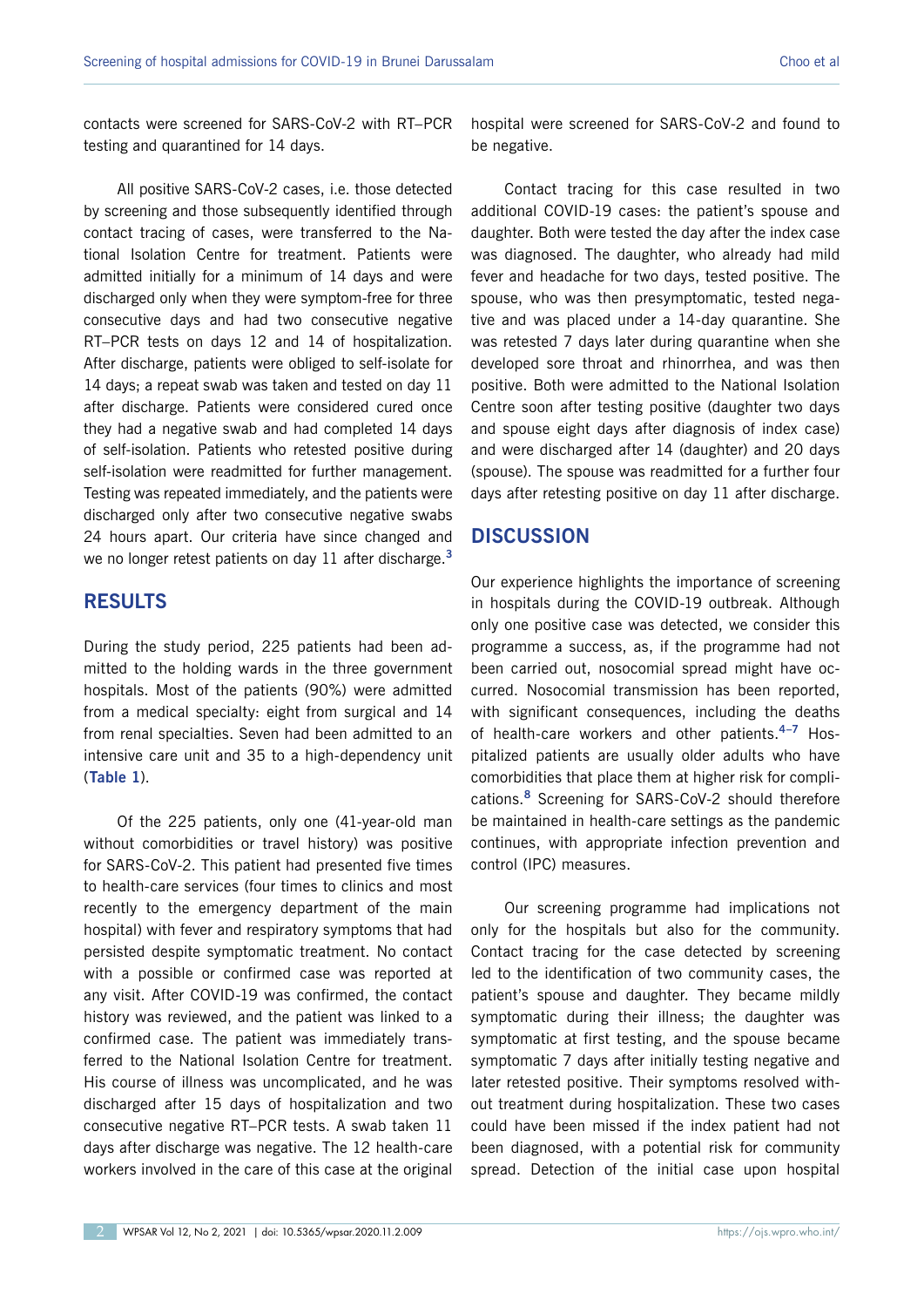contacts were screened for SARS-CoV-2 with RT–PCR testing and quarantined for 14 days.

All positive SARS-CoV-2 cases, i.e. those detected by screening and those subsequently identified through contact tracing of cases, were transferred to the National Isolation Centre for treatment. Patients were admitted initially for a minimum of 14 days and were discharged only when they were symptom-free for three consecutive days and had two consecutive negative RT–PCR tests on days 12 and 14 of hospitalization. After discharge, patients were obliged to self-isolate for 14 days; a repeat swab was taken and tested on day 11 after discharge. Patients were considered cured once they had a negative swab and had completed 14 days of self-isolation. Patients who retested positive during self-isolation were readmitted for further management. Testing was repeated immediately, and the patients were discharged only after two consecutive negative swabs 24 hours apart. Our criteria have since changed and we no longer retest patients on day 11 after discharge.[3]

## RESULTS

During the study period, 225 patients had been admitted to the holding wards in the three government hospitals. Most of the patients (90%) were admitted from a medical specialty: eight from surgical and 14 from renal specialties. Seven had been admitted to an intensive care unit and 35 to a high-dependency unit (**Table 1**).

Of the 225 patients, only one (41-year-old man without comorbidities or travel history) was positive for SARS-CoV-2. This patient had presented five times to health-care services (four times to clinics and most recently to the emergency department of the main hospital) with fever and respiratory symptoms that had persisted despite symptomatic treatment. No contact with a possible or confirmed case was reported at any visit. After COVID-19 was confirmed, the contact history was reviewed, and the patient was linked to a confirmed case. The patient was immediately transferred to the National Isolation Centre for treatment. His course of illness was uncomplicated, and he was discharged after 15 days of hospitalization and two consecutive negative RT–PCR tests. A swab taken 11 days after discharge was negative. The 12 health-care workers involved in the care of this case at the original hospital were screened for SARS-CoV-2 and found to be negative.

Contact tracing for this case resulted in two additional COVID-19 cases: the patient's spouse and daughter. Both were tested the day after the index case was diagnosed. The daughter, who already had mild fever and headache for two days, tested positive. The spouse, who was then presymptomatic, tested negative and was placed under a 14-day quarantine. She was retested 7 days later during quarantine when she developed sore throat and rhinorrhea, and was then positive. Both were admitted to the National Isolation Centre soon after testing positive (daughter two days and spouse eight days after diagnosis of index case) and were discharged after 14 (daughter) and 20 days (spouse). The spouse was readmitted for a further four days after retesting positive on day 11 after discharge.

## DISCUSSION

Our experience highlights the importance of screening in hospitals during the COVID-19 outbreak. Although only one positive case was detected, we consider this programme a success, as, if the programme had not been carried out, nosocomial spread might have occurred. Nosocomial transmission has been reported, with significant consequences, including the deaths of health-care workers and other patients.[4–7] Hospitalized patients are usually older adults who have comorbidities that place them at higher risk for complications.[8] Screening for SARS-CoV-2 should therefore be maintained in health-care settings as the pandemic continues, with appropriate infection prevention and control (IPC) measures.

Our screening programme had implications not only for the hospitals but also for the community. Contact tracing for the case detected by screening led to the identification of two community cases, the patient's spouse and daughter. They became mildly symptomatic during their illness; the daughter was symptomatic at first testing, and the spouse became symptomatic 7 days after initially testing negative and later retested positive. Their symptoms resolved without treatment during hospitalization. These two cases could have been missed if the index patient had not been diagnosed, with a potential risk for community spread. Detection of the initial case upon hospital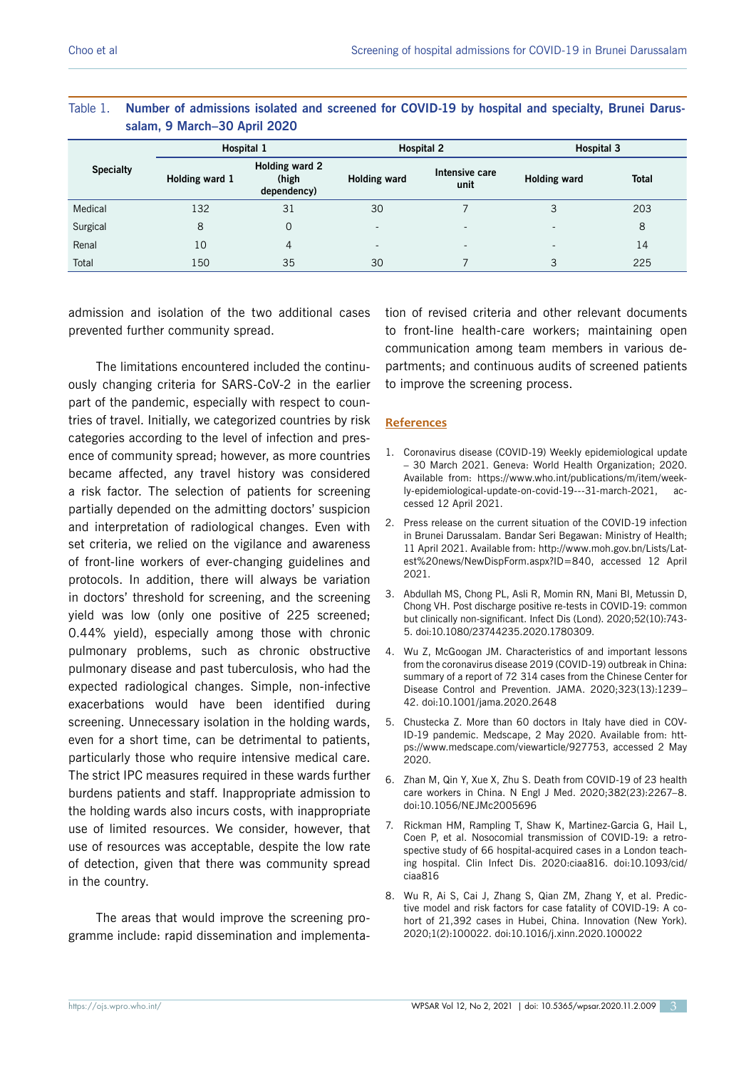Table 1. **Number of admissions isolated and screened for COVID-19 by hospital and specialty, Brunei Darussalam, 9 March–30 April 2020**

| Specialty | Hospital 1 | | Hospital 2 | | Hospital 3 | |
|---|---|---|---|---|---|---|
| | Holding ward 1 | Holding ward 2 (high dependency) | Holding ward | Intensive care unit | Holding ward | Total |
| Medical | 132 | 31 | 30 | 7 | 3 | 203 |
| Surgical | 8 | 0 | - | - | - | 8 |
| Renal | 10 | 4 | - | - | - | 14 |
| Total | 150 | 35 | 30 | 7 | 3 | 225 |

admission and isolation of the two additional cases prevented further community spread.

The limitations encountered included the continuously changing criteria for SARS-CoV-2 in the earlier part of the pandemic, especially with respect to countries of travel. Initially, we categorized countries by risk categories according to the level of infection and presence of community spread; however, as more countries became affected, any travel history was considered a risk factor. The selection of patients for screening partially depended on the admitting doctors' suspicion and interpretation of radiological changes. Even with set criteria, we relied on the vigilance and awareness of front-line workers of ever-changing guidelines and protocols. In addition, there will always be variation in doctors' threshold for screening, and the screening yield was low (only one positive of 225 screened; 0.44% yield), especially among those with chronic pulmonary problems, such as chronic obstructive pulmonary disease and past tuberculosis, who had the expected radiological changes. Simple, non-infective exacerbations would have been identified during screening. Unnecessary isolation in the holding wards, even for a short time, can be detrimental to patients, particularly those who require intensive medical care. The strict IPC measures required in these wards further burdens patients and staff. Inappropriate admission to the holding wards also incurs costs, with inappropriate use of limited resources. We consider, however, that use of resources was acceptable, despite the low rate of detection, given that there was community spread in the country.

The areas that would improve the screening programme include: rapid dissemination and implementation of revised criteria and other relevant documents to front-line health-care workers; maintaining open communication among team members in various departments; and continuous audits of screened patients to improve the screening process.

## References

1. Coronavirus disease (COVID-19) Weekly epidemiological update – 30 March 2021. Geneva: World Health Organization; 2020. Available from: https://www.who.int/publications/m/item/weekly-epidemiological-update-on-covid-19---31-march-2021, accessed 12 April 2021.
2. Press release on the current situation of the COVID-19 infection in Brunei Darussalam. Bandar Seri Begawan: Ministry of Health; 11 April 2021. Available from: http://www.moh.gov.bn/Lists/Latest%20news/NewDispForm.aspx?ID=840, accessed 12 April 2021.
3. Abdullah MS, Chong PL, Asli R, Momin RN, Mani BI, Metussin D, Chong VH. Post discharge positive re-tests in COVID-19: common but clinically non-significant. Infect Dis (Lond). 2020;52(10):743-5. doi:10.1080/23744235.2020.1780309.
4. Wu Z, McGoogan JM. Characteristics of and important lessons from the coronavirus disease 2019 (COVID-19) outbreak in China: summary of a report of 72 314 cases from the Chinese Center for Disease Control and Prevention. JAMA. 2020;323(13):1239–42. doi:10.1001/jama.2020.2648
5. Chustecka Z. More than 60 doctors in Italy have died in COVID-19 pandemic. Medscape, 2 May 2020. Available from: https://www.medscape.com/viewarticle/927753, accessed 2 May 2020.
6. Zhan M, Qin Y, Xue X, Zhu S. Death from COVID-19 of 23 health care workers in China. N Engl J Med. 2020;382(23):2267–8. doi:10.1056/NEJMc2005696
7. Rickman HM, Rampling T, Shaw K, Martinez-Garcia G, Hail L, Coen P, et al. Nosocomial transmission of COVID-19: a retrospective study of 66 hospital-acquired cases in a London teaching hospital. Clin Infect Dis. 2020:ciaa816. doi:10.1093/cid/ciaa816
8. Wu R, Ai S, Cai J, Zhang S, Qian ZM, Zhang Y, et al. Predictive model and risk factors for case fatality of COVID-19: A cohort of 21,392 cases in Hubei, China. Innovation (New York). 2020;1(2):100022. doi:10.1016/j.xinn.2020.100022